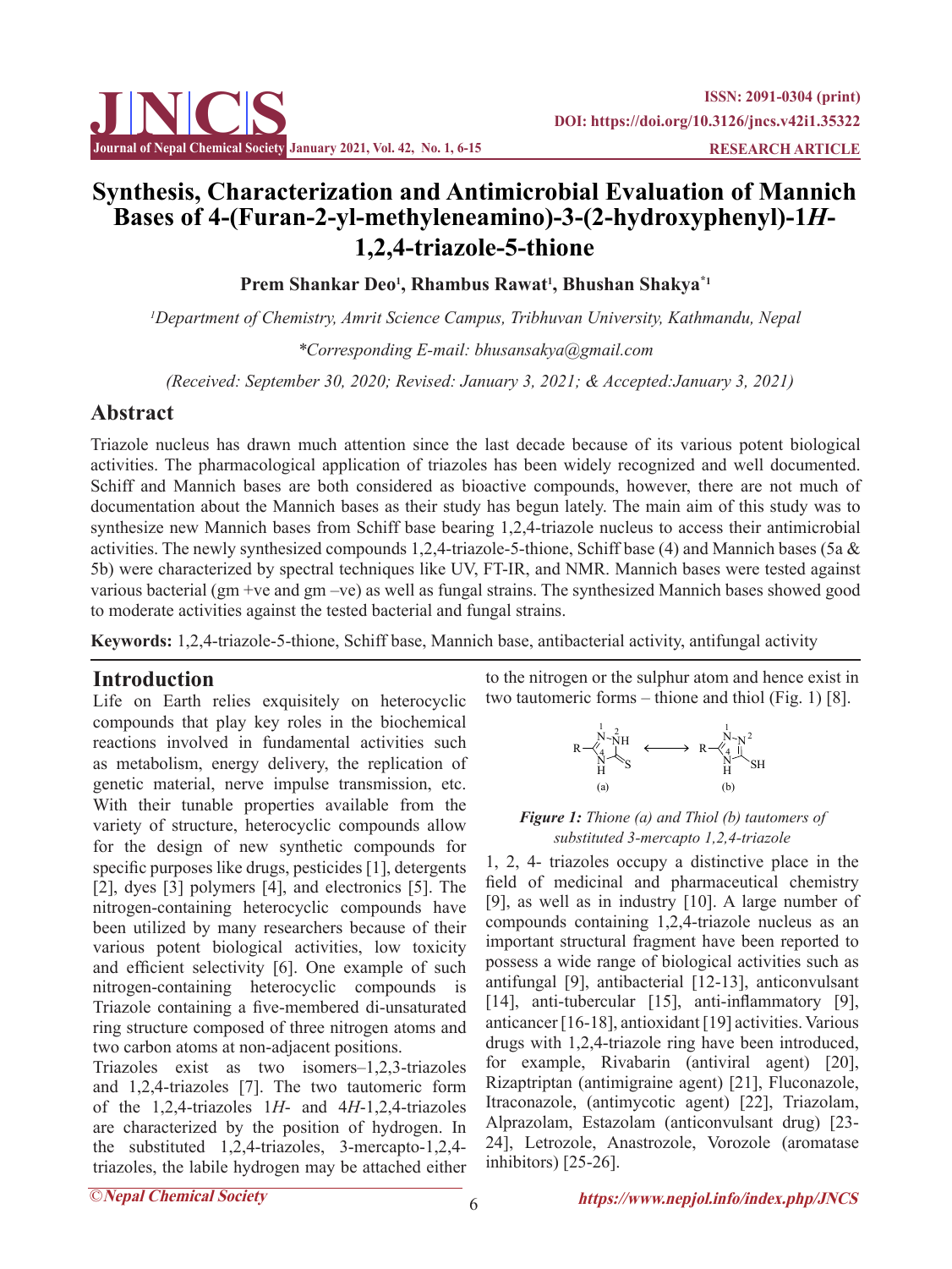# Synthesis, Characterization and Antimicrobial Evaluation of Mannich Bases of 4-(Furan-2-yl-methyleneamino)-3-(2-hydroxyphenyl)-1*H*-1,2,4-triazole-5-thione

**Prem Shankar Deo[1], Rhambus Rawat[1], Bhushan Shakya[*1]**

*[1]Department of Chemistry, Amrit Science Campus, Tribhuvan University, Kathmandu, Nepal*

*\*Corresponding E-mail: bhusansakya@gmail.com*

*(Received: September 30, 2020; Revised: January 3, 2021; & Accepted:January 3, 2021)*

## Abstract

Triazole nucleus has drawn much attention since the last decade because of its various potent biological activities. The pharmacological application of triazoles has been widely recognized and well documented. Schiff and Mannich bases are both considered as bioactive compounds, however, there are not much of documentation about the Mannich bases as their study has begun lately. The main aim of this study was to synthesize new Mannich bases from Schiff base bearing 1,2,4-triazole nucleus to access their antimicrobial activities. The newly synthesized compounds 1,2,4-triazole-5-thione, Schiff base (4) and Mannich bases (5a & 5b) were characterized by spectral techniques like UV, FT-IR, and NMR. Mannich bases were tested against various bacterial (gm +ve and gm –ve) as well as fungal strains. The synthesized Mannich bases showed good to moderate activities against the tested bacterial and fungal strains.

**Keywords:** 1,2,4-triazole-5-thione, Schiff base, Mannich base, antibacterial activity, antifungal activity

## Introduction

Life on Earth relies exquisitely on heterocyclic compounds that play key roles in the biochemical reactions involved in fundamental activities such as metabolism, energy delivery, the replication of genetic material, nerve impulse transmission, etc. With their tunable properties available from the variety of structure, heterocyclic compounds allow for the design of new synthetic compounds for specific purposes like drugs, pesticides [1], detergents [2], dyes [3] polymers [4], and electronics [5]. The nitrogen-containing heterocyclic compounds have been utilized by many researchers because of their various potent biological activities, low toxicity and efficient selectivity [6]. One example of such nitrogen-containing heterocyclic compounds is Triazole containing a five-membered di-unsaturated ring structure composed of three nitrogen atoms and two carbon atoms at non-adjacent positions.

Triazoles exist as two isomers–1,2,3-triazoles and 1,2,4-triazoles [7]. The two tautomeric form of the 1,2,4-triazoles 1*H*- and 4*H*-1,2,4-triazoles are characterized by the position of hydrogen. In the substituted 1,2,4-triazoles, 3-mercapto-1,2,4-triazoles, the labile hydrogen may be attached either to the nitrogen or the sulphur atom and hence exist in two tautomeric forms – thione and thiol (Fig. 1) [8].

***Figure 1:*** *Thione (a) and Thiol (b) tautomers of substituted 3-mercapto 1,2,4-triazole*

1, 2, 4- triazoles occupy a distinctive place in the field of medicinal and pharmaceutical chemistry [9], as well as in industry [10]. A large number of compounds containing 1,2,4-triazole nucleus as an important structural fragment have been reported to possess a wide range of biological activities such as antifungal [9], antibacterial [12-13], anticonvulsant [14], anti-tubercular [15], anti-inflammatory [9], anticancer [16-18], antioxidant [19] activities. Various drugs with 1,2,4-triazole ring have been introduced, for example, Rivabarin (antiviral agent) [20], Rizaptriptan (antimigraine agent) [21], Fluconazole, Itraconazole, (antimycotic agent) [22], Triazolam, Alprazolam, Estazolam (anticonvulsant drug) [23-24], Letrozole, Anastrozole, Vorozole (aromatase inhibitors) [25-26].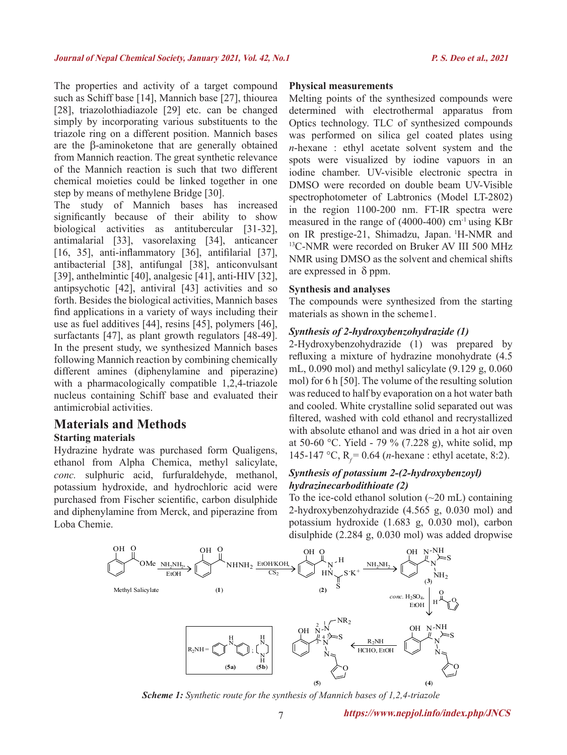The properties and activity of a target compound such as Schiff base [14], Mannich base [27], thiourea [28], triazolothiadiazole [29] etc. can be changed simply by incorporating various substituents to the triazole ring on a different position. Mannich bases are the β-aminoketone that are generally obtained from Mannich reaction. The great synthetic relevance of the Mannich reaction is such that two different chemical moieties could be linked together in one step by means of methylene Bridge [30].

The study of Mannich bases has increased significantly because of their ability to show biological activities as antitubercular [31-32], antimalarial [33], vasorelaxing [34], anticancer [16, 35], anti-inflammatory [36], antifilarial [37], antibacterial [38], antifungal [38], anticonvulsant [39], anthelmintic [40], analgesic [41], anti-HIV [32], antipsychotic [42], antiviral [43] activities and so forth. Besides the biological activities, Mannich bases find applications in a variety of ways including their use as fuel additives [44], resins [45], polymers [46], surfactants [47], as plant growth regulators [48-49]. In the present study, we synthesized Mannich bases following Mannich reaction by combining chemically different amines (diphenylamine and piperazine) with a pharmacologically compatible 1,2,4-triazole nucleus containing Schiff base and evaluated their antimicrobial activities.

## Materials and Methods

### Starting materials

Hydrazine hydrate was purchased form Qualigens, ethanol from Alpha Chemica, methyl salicylate, *conc.* sulphuric acid, furfuraldehyde, methanol, potassium hydroxide, and hydrochloric acid were purchased from Fischer scientific, carbon disulphide and diphenylamine from Merck, and piperazine from Loba Chemie.

### Physical measurements

Melting points of the synthesized compounds were determined with electrothermal apparatus from Optics technology. TLC of synthesized compounds was performed on silica gel coated plates using *n*-hexane : ethyl acetate solvent system and the spots were visualized by iodine vapours in an iodine chamber. UV-visible electronic spectra in DMSO were recorded on double beam UV-Visible spectrophotometer of Labtronics (Model LT-2802) in the region 1100-200 nm. FT-IR spectra were measured in the range of (4000-400) $cm^{-1}$ using KBr on IR prestige-21, Shimadzu, Japan. $^{1}H$-NMR and $^{13}C$-NMR were recorded on Bruker AV III 500 MHz NMR using DMSO as the solvent and chemical shifts are expressed in δ ppm.

### Synthesis and analyses

The compounds were synthesized from the starting materials as shown in the scheme1.

#### *Synthesis of 2-hydroxybenzohydrazide (1)*

2-Hydroxybenzohydrazide (1) was prepared by refluxing a mixture of hydrazine monohydrate (4.5 mL, 0.090 mol) and methyl salicylate (9.129 g, 0.060 mol) for 6 h [50]. The volume of the resulting solution was reduced to half by evaporation on a hot water bath and cooled. White crystalline solid separated out was filtered, washed with cold ethanol and recrystallized with absolute ethanol and was dried in a hot air oven at 50-60 °C. Yield - 79 % (7.228 g), white solid, mp 145-147 °C, $R_f$ = 0.64 (*n*-hexane : ethyl acetate, 8:2).

#### *Synthesis of potassium 2-(2-hydroxybenzoyl) hydrazinecarbodithioate (2)*

To the ice-cold ethanol solution (~20 mL) containing 2-hydroxybenzohydrazide (4.565 g, 0.030 mol) and potassium hydroxide (1.683 g, 0.030 mol), carbon disulphide (2.284 g, 0.030 mol) was added dropwise

***Scheme 1:*** *Synthetic route for the synthesis of Mannich bases of 1,2,4-triazole*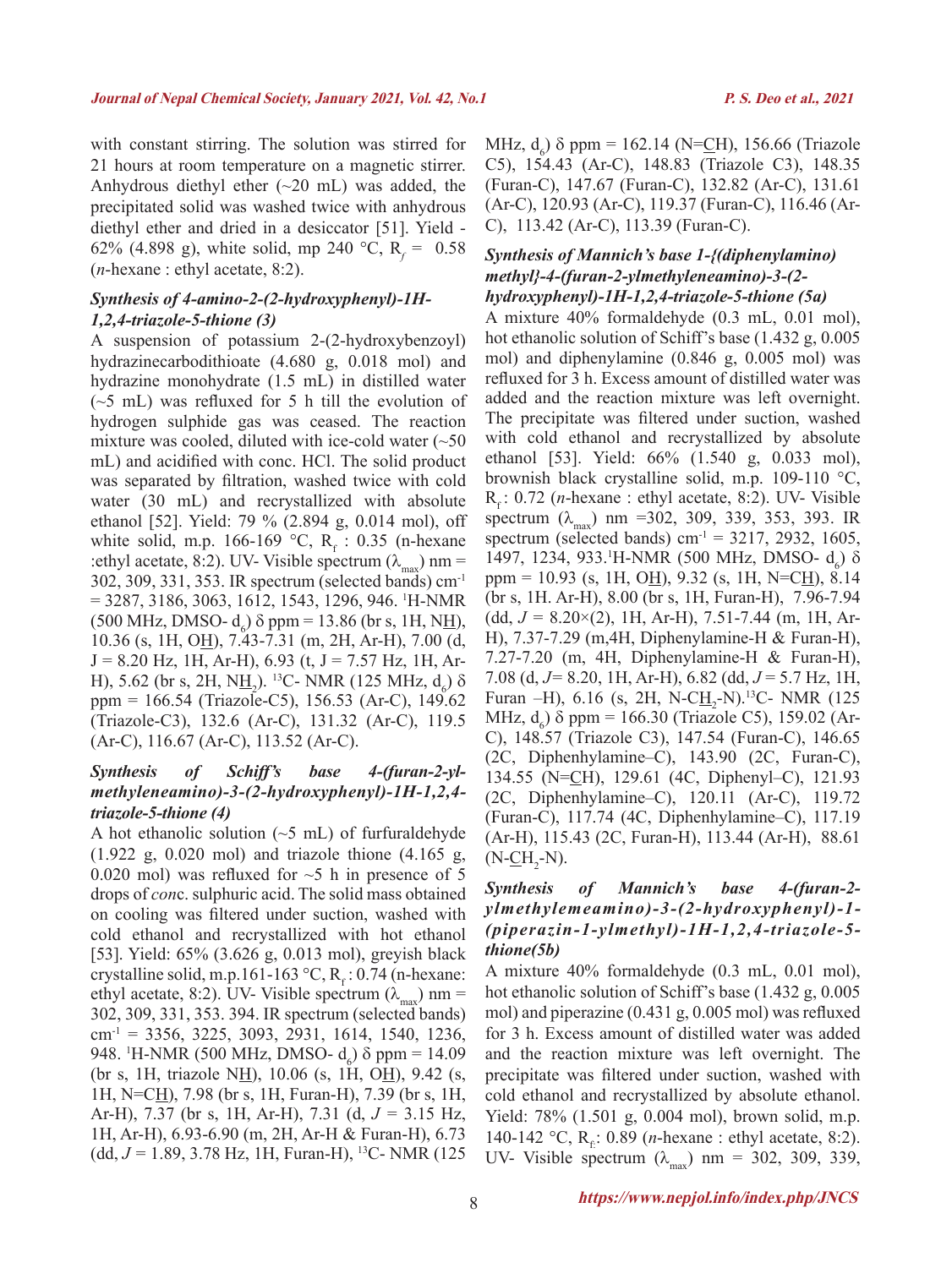with constant stirring. The solution was stirred for 21 hours at room temperature on a magnetic stirrer. Anhydrous diethyl ether (~20 mL) was added, the precipitated solid was washed twice with anhydrous diethyl ether and dried in a desiccator [51]. Yield - 62% (4.898 g), white solid, mp 240 °C, $R_f$ = 0.58 (*n*-hexane : ethyl acetate, 8:2).

### *Synthesis of 4-amino-2-(2-hydroxyphenyl)-1H-1,2,4-triazole-5-thione (3)*

A suspension of potassium 2-(2-hydroxybenzoyl) hydrazinecarbodithioate (4.680 g, 0.018 mol) and hydrazine monohydrate (1.5 mL) in distilled water (~5 mL) was refluxed for 5 h till the evolution of hydrogen sulphide gas was ceased. The reaction mixture was cooled, diluted with ice-cold water (~50 mL) and acidified with conc. HCl. The solid product was separated by filtration, washed twice with cold water (30 mL) and recrystallized with absolute ethanol [52]. Yield: 79 % (2.894 g, 0.014 mol), off white solid, m.p. 166-169 °C, $R_f$ : 0.35 (n-hexane :ethyl acetate, 8:2). UV- Visible spectrum ($\lambda_{max}$) nm = 302, 309, 331, 353. IR spectrum (selected bands) $cm^{-1}$ = 3287, 3186, 3063, 1612, 1543, 1296, 946. $^1$H-NMR (500 MHz, DMSO- $d_6$) δ ppm = 13.86 (br s, 1H, N<u>H</u>), 10.36 (s, 1H, O<u>H</u>), 7.43-7.31 (m, 2H, Ar-H), 7.00 (d, J = 8.20 Hz, 1H, Ar-H), 6.93 (t, J = 7.57 Hz, 1H, Ar-H), 5.62 (br s, 2H, N<u>H</u>$_2$). $^{13}$C- NMR (125 MHz, $d_6$) δ ppm = 166.54 (Triazole-C5), 156.53 (Ar-C), 149.62 (Triazole-C3), 132.6 (Ar-C), 131.32 (Ar-C), 119.5 (Ar-C), 116.67 (Ar-C), 113.52 (Ar-C).

### *Synthesis of Schiff's base 4-(furan-2-yl-methyleneamino)-3-(2-hydroxyphenyl)-1H-1,2,4-triazole-5-thione (4)*

A hot ethanolic solution (~5 mL) of furfuraldehyde (1.922 g, 0.020 mol) and triazole thione (4.165 g, 0.020 mol) was refluxed for ~5 h in presence of 5 drops of *con*c. sulphuric acid. The solid mass obtained on cooling was filtered under suction, washed with cold ethanol and recrystallized with hot ethanol [53]. Yield: 65% (3.626 g, 0.013 mol), greyish black crystalline solid, m.p.161-163 °C, $R_f$ : 0.74 (n-hexane: ethyl acetate, 8:2). UV- Visible spectrum ($\lambda_{max}$) nm = 302, 309, 331, 353. 394. IR spectrum (selected bands) $cm^{-1}$ = 3356, 3225, 3093, 2931, 1614, 1540, 1236, 948. $^1$H-NMR (500 MHz, DMSO- $d_6$) δ ppm = 14.09 (br s, 1H, triazole N<u>H</u>), 10.06 (s, 1H, O<u>H</u>), 9.42 (s, 1H, N=C<u>H</u>), 7.98 (br s, 1H, Furan-H), 7.39 (br s, 1H, Ar-H), 7.37 (br s, 1H, Ar-H), 7.31 (d, *J* = 3.15 Hz, 1H, Ar-H), 6.93-6.90 (m, 2H, Ar-H & Furan-H), 6.73 (dd, *J* = 1.89, 3.78 Hz, 1H, Furan-H), $^{13}$C- NMR (125 MHz, $d_6$) δ ppm = 162.14 (N=<u>C</u>H), 156.66 (Triazole C5), 154.43 (Ar-C), 148.83 (Triazole C3), 148.35 (Furan-C), 147.67 (Furan-C), 132.82 (Ar-C), 131.61 (Ar-C), 120.93 (Ar-C), 119.37 (Furan-C), 116.46 (Ar-C), 113.42 (Ar-C), 113.39 (Furan-C).

### *Synthesis of Mannich's base 1-{(diphenylamino) methyl}-4-(furan-2-ylmethyleneamino)-3-(2-hydroxyphenyl)-1H-1,2,4-triazole-5-thione (5a)*

A mixture 40% formaldehyde (0.3 mL, 0.01 mol), hot ethanolic solution of Schiff's base (1.432 g, 0.005 mol) and diphenylamine (0.846 g, 0.005 mol) was refluxed for 3 h. Excess amount of distilled water was added and the reaction mixture was left overnight. The precipitate was filtered under suction, washed with cold ethanol and recrystallized by absolute ethanol [53]. Yield: 66% (1.540 g, 0.033 mol), brownish black crystalline solid, m.p. 109-110 °C, $R_f$: 0.72 (*n*-hexane : ethyl acetate, 8:2). UV- Visible spectrum ($\lambda_{max}$) nm =302, 309, 339, 353, 393. IR spectrum (selected bands) $cm^{-1}$ = 3217, 2932, 1605, 1497, 1234, 933. $^1$H-NMR (500 MHz, DMSO- $d_6$) δ ppm = 10.93 (s, 1H, O<u>H</u>), 9.32 (s, 1H, N=C<u>H</u>), 8.14 (br s, 1H. Ar-H), 8.00 (br s, 1H, Furan-H), 7.96-7.94 (dd, *J* = 8.20×(2), 1H, Ar-H), 7.51-7.44 (m, 1H, Ar-H), 7.37-7.29 (m,4H, Diphenylamine-H & Furan-H), 7.27-7.20 (m, 4H, Diphenylamine-H & Furan-H), 7.08 (d, *J*= 8.20, 1H, Ar-H), 6.82 (dd, *J* = 5.7 Hz, 1H, Furan –H), 6.16 (s, 2H, N-C<u>H</u>$_2$-N). $^{13}$C- NMR (125 MHz, $d_6$) δ ppm = 166.30 (Triazole C5), 159.02 (Ar-C), 148.57 (Triazole C3), 147.54 (Furan-C), 146.65 (2C, Diphenhylamine–C), 143.90 (2C, Furan-C), 134.55 (N=<u>C</u>H), 129.61 (4C, Diphenyl–C), 121.93 (2C, Diphenhylamine–C), 120.11 (Ar-C), 119.72 (Furan-C), 117.74 (4C, Diphenhylamine–C), 117.19 (Ar-H), 115.43 (2C, Furan-H), 113.44 (Ar-H), 88.61 (N-<u>C</u>H$_2$-N).

### *Synthesis of Mannich's base 4-(furan-2-ylmethylemeamino)-3-(2-hydroxyphenyl)-1-(piperazin-1-ylmethyl)-1H-1,2,4-triazole-5-thione(5b)*

A mixture 40% formaldehyde (0.3 mL, 0.01 mol), hot ethanolic solution of Schiff's base (1.432 g, 0.005 mol) and piperazine (0.431 g, 0.005 mol) was refluxed for 3 h. Excess amount of distilled water was added and the reaction mixture was left overnight. The precipitate was filtered under suction, washed with cold ethanol and recrystallized by absolute ethanol. Yield: 78% (1.501 g, 0.004 mol), brown solid, m.p. 140-142 °C, $R_f$: 0.89 (*n*-hexane : ethyl acetate, 8:2). UV- Visible spectrum ($\lambda_{max}$) nm = 302, 309, 339,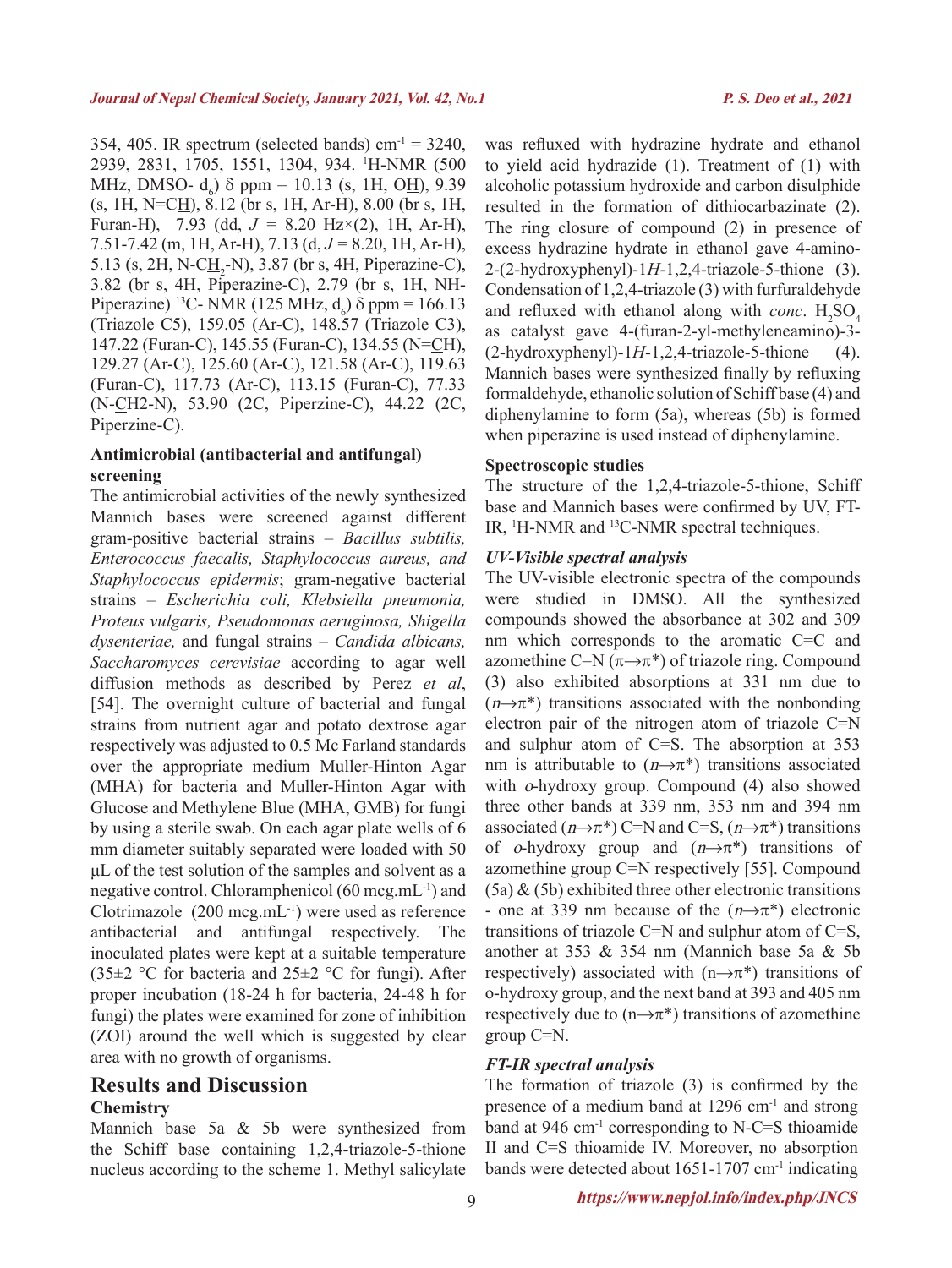354, 405. IR spectrum (selected bands) cm$^{-1}$ = 3240, 2939, 2831, 1705, 1551, 1304, 934. $^1$H-NMR (500 MHz, DMSO- $d_6$) δ ppm = 10.13 (s, 1H, O<u>H</u>), 9.39 (s, 1H, N=C<u>H</u>), 8.12 (br s, 1H, Ar-H), 8.00 (br s, 1H, Furan-H), 7.93 (dd, *J* = 8.20 Hz×(2), 1H, Ar-H), 7.51-7.42 (m, 1H, Ar-H), 7.13 (d, *J* = 8.20, 1H, Ar-H), 5.13 (s, 2H, N-C<u>H</u>$_2$-N), 3.87 (br s, 4H, Piperazine-C), 3.82 (br s, 4H, Piperazine-C), 2.79 (br s, 1H, N<u>H</u>-Piperazine). $^{13}$C- NMR (125 MHz, $d_6$) δ ppm = 166.13 (Triazole C5), 159.05 (Ar-C), 148.57 (Triazole C3), 147.22 (Furan-C), 145.55 (Furan-C), 134.55 (N=<u>C</u>H), 129.27 (Ar-C), 125.60 (Ar-C), 121.58 (Ar-C), 119.63 (Furan-C), 117.73 (Ar-C), 113.15 (Furan-C), 77.33 (N-<u>C</u>H2-N), 53.90 (2C, Piperzine-C), 44.22 (2C, Piperzine-C).

### Antimicrobial (antibacterial and antifungal) screening

The antimicrobial activities of the newly synthesized Mannich bases were screened against different gram-positive bacterial strains – *Bacillus subtilis, Enterococcus faecalis, Staphylococcus aureus, and Staphylococcus epidermis*; gram-negative bacterial strains – *Escherichia coli, Klebsiella pneumonia, Proteus vulgaris, Pseudomonas aeruginosa, Shigella dysenteriae,* and fungal strains – *Candida albicans, Saccharomyces cerevisiae* according to agar well diffusion methods as described by Perez *et al*, [54]. The overnight culture of bacterial and fungal strains from nutrient agar and potato dextrose agar respectively was adjusted to 0.5 Mc Farland standards over the appropriate medium Muller-Hinton Agar (MHA) for bacteria and Muller-Hinton Agar with Glucose and Methylene Blue (MHA, GMB) for fungi by using a sterile swab. On each agar plate wells of 6 mm diameter suitably separated were loaded with 50 µL of the test solution of the samples and solvent as a negative control. Chloramphenicol (60 mcg.mL$^{-1}$) and Clotrimazole (200 mcg.mL$^{-1}$) were used as reference antibacterial and antifungal respectively. The inoculated plates were kept at a suitable temperature (35±2 °C for bacteria and 25±2 °C for fungi). After proper incubation (18-24 h for bacteria, 24-48 h for fungi) the plates were examined for zone of inhibition (ZOI) around the well which is suggested by clear area with no growth of organisms.

## Results and Discussion

### Chemistry

Mannich base 5a & 5b were synthesized from the Schiff base containing 1,2,4-triazole-5-thione nucleus according to the scheme 1. Methyl salicylate was refluxed with hydrazine hydrate and ethanol to yield acid hydrazide (1). Treatment of (1) with alcoholic potassium hydroxide and carbon disulphide resulted in the formation of dithiocarbazinate (2). The ring closure of compound (2) in presence of excess hydrazine hydrate in ethanol gave 4-amino-2-(2-hydroxyphenyl)-1*H*-1,2,4-triazole-5-thione (3). Condensation of 1,2,4-triazole (3) with furfuraldehyde and refluxed with ethanol along with *conc*. $H_2SO_4$ as catalyst gave 4-(furan-2-yl-methyleneamino)-3-(2-hydroxyphenyl)-1*H*-1,2,4-triazole-5-thione (4). Mannich bases were synthesized finally by refluxing formaldehyde, ethanolic solution of Schiff base (4) and diphenylamine to form (5a), whereas (5b) is formed when piperazine is used instead of diphenylamine.

### Spectroscopic studies

The structure of the 1,2,4-triazole-5-thione, Schiff base and Mannich bases were confirmed by UV, FT-IR, $^1$H-NMR and $^{13}$C-NMR spectral techniques.

#### *UV-Visible spectral analysis*

The UV-visible electronic spectra of the compounds were studied in DMSO. All the synthesized compounds showed the absorbance at 302 and 309 nm which corresponds to the aromatic C=C and azomethine C=N ($\pi \rightarrow \pi^*$) of triazole ring. Compound (3) also exhibited absorptions at 331 nm due to ($n \rightarrow \pi^*$) transitions associated with the nonbonding electron pair of the nitrogen atom of triazole C=N and sulphur atom of C=S. The absorption at 353 nm is attributable to ($n \rightarrow \pi^*$) transitions associated with *o*-hydroxy group. Compound (4) also showed three other bands at 339 nm, 353 nm and 394 nm associated ($n \rightarrow \pi^*$) C=N and C=S, ($n \rightarrow \pi^*$) transitions of *o*-hydroxy group and ($n \rightarrow \pi^*$) transitions of azomethine group C=N respectively [55]. Compound (5a) & (5b) exhibited three other electronic transitions - one at 339 nm because of the ($n \rightarrow \pi^*$) electronic transitions of triazole C=N and sulphur atom of C=S, another at 353 & 354 nm (Mannich base 5a & 5b respectively) associated with ($n \rightarrow \pi^*$) transitions of o-hydroxy group, and the next band at 393 and 405 nm respectively due to ($n \rightarrow \pi^*$) transitions of azomethine group C=N.

#### *FT-IR spectral analysis*

The formation of triazole (3) is confirmed by the presence of a medium band at 1296 cm$^{-1}$ and strong band at 946 cm$^{-1}$ corresponding to N-C=S thioamide II and C=S thioamide IV. Moreover, no absorption bands were detected about 1651-1707 cm$^{-1}$ indicating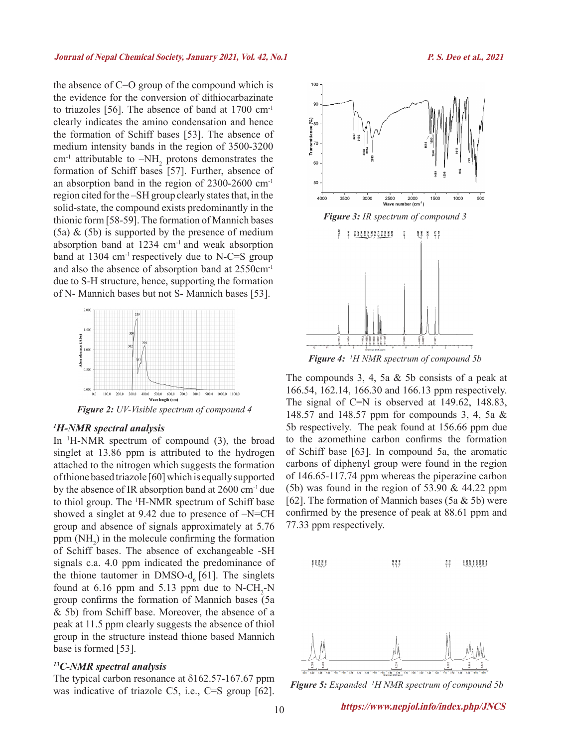the absence of C=O group of the compound which is the evidence for the conversion of dithiocarbazinate to triazoles [56]. The absence of band at 1700 $cm^{-1}$ clearly indicates the amino condensation and hence the formation of Schiff bases [53]. The absence of medium intensity bands in the region of 3500-3200 $cm^{-1}$ attributable to $–NH_2$ protons demonstrates the formation of Schiff bases [57]. Further, absence of an absorption band in the region of 2300-2600 $cm^{-1}$ region cited for the –SH group clearly states that, in the solid-state, the compound exists predominantly in the thionic form [58-59]. The formation of Mannich bases (5a) & (5b) is supported by the presence of medium absorption band at 1234 $cm^{-1}$ and weak absorption band at 1304 $cm^{-1}$ respectively due to N-C=S group and also the absence of absorption band at 2550$cm^{-1}$ due to S-H structure, hence, supporting the formation of N- Mannich bases but not S- Mannich bases [53].

*Figure 2: UV-Visible spectrum of compound 4*

### $^1$H-NMR spectral analysis

In $^1$H-NMR spectrum of compound (3), the broad singlet at 13.86 ppm is attributed to the hydrogen attached to the nitrogen which suggests the formation of thione based triazole [60] which is equally supported by the absence of IR absorption band at 2600 $cm^{-1}$ due to thiol group. The $^1$H-NMR spectrum of Schiff base showed a singlet at 9.42 due to presence of –N=CH group and absence of signals approximately at 5.76 ppm ($NH_2$) in the molecule confirming the formation of Schiff bases. The absence of exchangeable -SH signals c.a. 4.0 ppm indicated the predominance of the thione tautomer in DMSO-$d_6$ [61]. The singlets found at 6.16 ppm and 5.13 ppm due to N-$CH_2$-N group confirms the formation of Mannich bases (5a & 5b) from Schiff base. Moreover, the absence of a peak at 11.5 ppm clearly suggests the absence of thiol group in the structure instead thione based Mannich base is formed [53].

### $^{13}$C-NMR spectral analysis

The typical carbon resonance at δ162.57-167.67 ppm was indicative of triazole C5, i.e., C=S group [62].

*Figure 3: IR spectrum of compound 3*

*Figure 4: $^1$H NMR spectrum of compound 5b*

The compounds 3, 4, 5a & 5b consists of a peak at 166.54, 162.14, 166.30 and 166.13 ppm respectively. The signal of C=N is observed at 149.62, 148.83, 148.57 and 148.57 ppm for compounds 3, 4, 5a & 5b respectively. The peak found at 156.66 ppm due to the azomethine carbon confirms the formation of Schiff base [63]. In compound 5a, the aromatic carbons of diphenyl group were found in the region of 146.65-117.74 ppm whereas the piperazine carbon (5b) was found in the region of 53.90 & 44.22 ppm [62]. The formation of Mannich bases (5a & 5b) were confirmed by the presence of peak at 88.61 ppm and 77.33 ppm respectively.

*Figure 5: Expanded $^1$H NMR spectrum of compound 5b*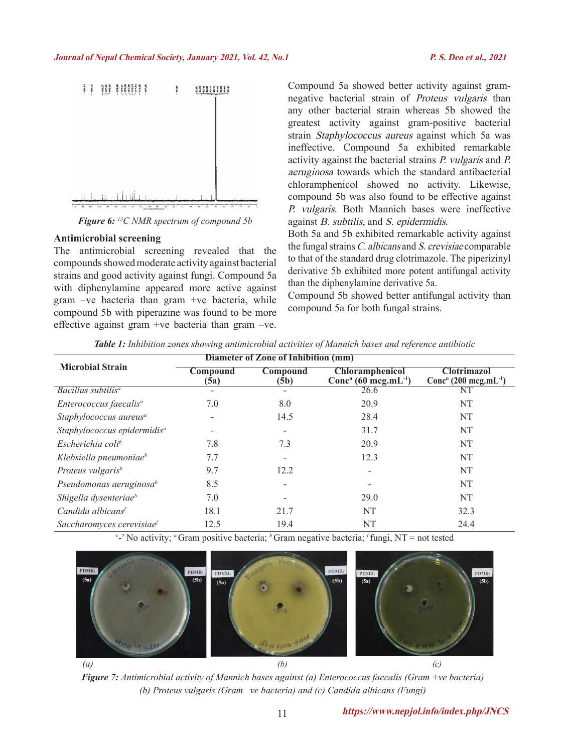*Figure 6: $^{13}$C NMR spectrum of compound 5b*

**Antimicrobial screening**

The antimicrobial screening revealed that the compounds showed moderate activity against bacterial strains and good activity against fungi. Compound 5a with diphenylamine appeared more active against gram –ve bacteria than gram +ve bacteria, while compound 5b with piperazine was found to be more effective against gram +ve bacteria than gram –ve.

Compound 5a showed better activity against gram-negative bacterial strain of *Proteus vulgaris* than any other bacterial strain whereas 5b showed the greatest activity against gram-positive bacterial strain *Staphylococcus aureus* against which 5a was ineffective. Compound 5a exhibited remarkable activity against the bacterial strains *P. vulgaris* and *P. aeruginosa* towards which the standard antibacterial chloramphenicol showed no activity. Likewise, compound 5b was also found to be effective against *P. vulgaris*. Both Mannich bases were ineffective against *B. subtilis,* and *S. epidermidis*.

Both 5a and 5b exhibited remarkable activity against the fungal strains *C. albicans* and *S. crevisiae* comparable to that of the standard drug clotrimazole. The piperizinyl derivative 5b exhibited more potent antifungal activity than the diphenylamine derivative 5a.

Compound 5b showed better antifungal activity than compound 5a for both fungal strains.

*Table 1: Inhibition zones showing antimicrobial activities of Mannich bases and reference antibiotic*

| Microbial Strain | Diameter of Zone of Inhibition (mm) | | | |
|---|---|---|---|---|
| | Compound (5a) | Compound (5b) | Chloramphenicol Conc$^{n}$ (60 mcg.mL$^{-1}$) | Clotrimazol Conc$^{n}$ (200 mcg.mL$^{-1}$) |
| *Bacillus subtilis*[a] | - | - | 26.6 | NT |
| *Enterococcus faecalis*[a] | 7.0 | 8.0 | 20.9 | NT |
| *Staphylococcus aureus*[a] | - | 14.5 | 28.4 | NT |
| *Staphylococcus epidermidis*[a] | - | - | 31.7 | NT |
| *Escherichia coli*[b] | 7.8 | 7.3 | 20.9 | NT |
| *Klebsiella pneumoniae*[b] | 7.7 | - | 12.3 | NT |
| *Proteus vulgaris*[b] | 9.7 | 12.2 | - | NT |
| *Pseudomonas aeruginosa*[b] | 8.5 | - | - | NT |
| *Shigella dysenteriae*[b] | 7.0 | - | 29.0 | NT |
| *Candida albicans*[f] | 18.1 | 21.7 | NT | 32.3 |
| *Saccharomyces cerevisiae*[f] | 12.5 | 19.4 | NT | 24.4 |

'-' No activity; [a] Gram positive bacteria; [b] Gram negative bacteria; [f] fungi, NT = not tested

(a) (b) (c)

*Figure 7: Antimicrobial activity of Mannich bases against (a) Enterococcus faecalis (Gram +ve bacteria) (b) Proteus vulgaris (Gram –ve bacteria) and (c) Candida albicans (Fungi)*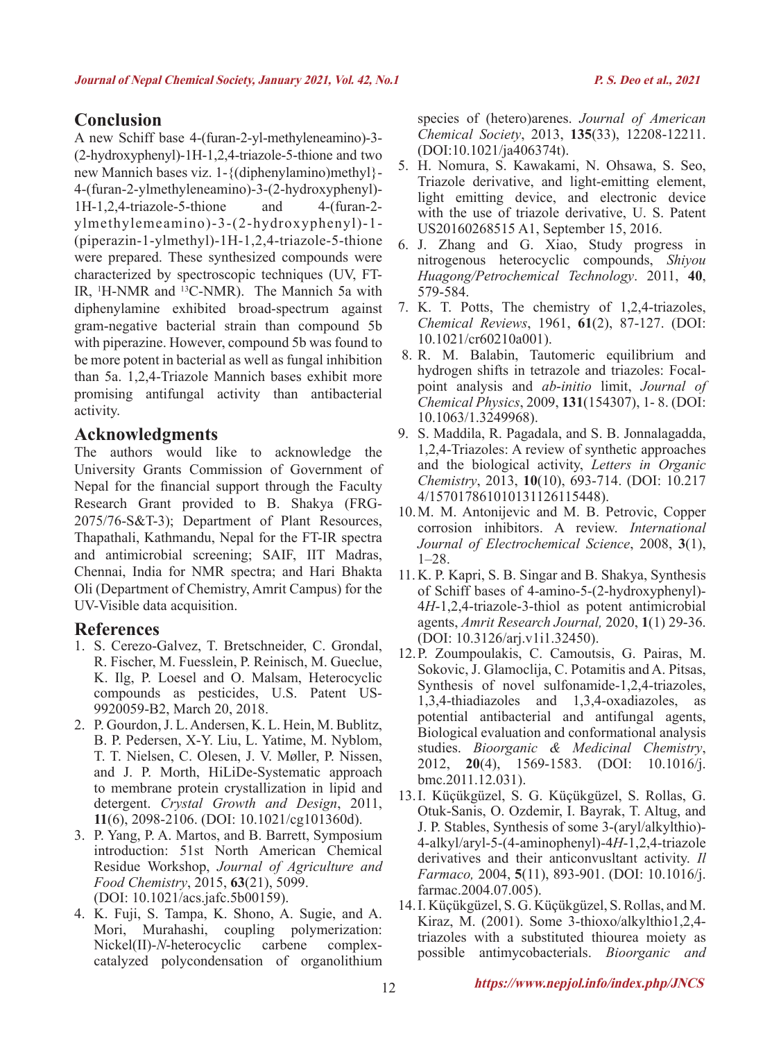## Conclusion

A new Schiff base 4-(furan-2-yl-methyleneamino)-3-(2-hydroxyphenyl)-1H-1,2,4-triazole-5-thione and two new Mannich bases viz. 1-{(diphenylamino)methyl}-4-(furan-2-ylmethyleneamino)-3-(2-hydroxyphenyl)-1H-1,2,4-triazole-5-thione and 4-(furan-2-ylmethylemeamino)-3-(2-hydroxyphenyl)-1-(piperazin-1-ylmethyl)-1H-1,2,4-triazole-5-thione were prepared. These synthesized compounds were characterized by spectroscopic techniques (UV, FT-IR, $^1$H-NMR and $^{13}$C-NMR). The Mannich 5a with diphenylamine exhibited broad-spectrum against gram-negative bacterial strain than compound 5b with piperazine. However, compound 5b was found to be more potent in bacterial as well as fungal inhibition than 5a. 1,2,4-Triazole Mannich bases exhibit more promising antifungal activity than antibacterial activity.

## Acknowledgments

The authors would like to acknowledge the University Grants Commission of Government of Nepal for the financial support through the Faculty Research Grant provided to B. Shakya (FRG-2075/76-S&T-3); Department of Plant Resources, Thapathali, Kathmandu, Nepal for the FT-IR spectra and antimicrobial screening; SAIF, IIT Madras, Chennai, India for NMR spectra; and Hari Bhakta Oli (Department of Chemistry, Amrit Campus) for the UV-Visible data acquisition.

## References

1. S. Cerezo-Galvez, T. Bretschneider, C. Grondal, R. Fischer, M. Fuesslein, P. Reinisch, M. Gueclue, K. Ilg, P. Loesel and O. Malsam, Heterocyclic compounds as pesticides, U.S. Patent US-9920059-B2, March 20, 2018.
2. P. Gourdon, J. L. Andersen, K. L. Hein, M. Bublitz, B. P. Pedersen, X-Y. Liu, L. Yatime, M. Nyblom, T. T. Nielsen, C. Olesen, J. V. Møller, P. Nissen, and J. P. Morth, HiLiDe-Systematic approach to membrane protein crystallization in lipid and detergent. *Crystal Growth and Design*, 2011, **11**(6), 2098-2106. (DOI: 10.1021/cg101360d).
3. P. Yang, P. A. Martos, and B. Barrett, Symposium introduction: 51st North American Chemical Residue Workshop, *Journal of Agriculture and Food Chemistry*, 2015, **63**(21), 5099. (DOI: 10.1021/acs.jafc.5b00159).
4. K. Fuji, S. Tampa, K. Shono, A. Sugie, and A. Mori, Murahashi, coupling polymerization: Nickel(II)-*N*-heterocyclic carbene complex-catalyzed polycondensation of organolithium species of (hetero)arenes. *Journal of American Chemical Society*, 2013, **135**(33), 12208-12211. (DOI:10.1021/ja406374t).
5. H. Nomura, S. Kawakami, N. Ohsawa, S. Seo, Triazole derivative, and light-emitting element, light emitting device, and electronic device with the use of triazole derivative, U. S. Patent US20160268515 A1, September 15, 2016.
6. J. Zhang and G. Xiao, Study progress in nitrogenous heterocyclic compounds, *Shiyou Huagong/Petrochemical Technology*. 2011, **40**, 579-584.
7. K. T. Potts, The chemistry of 1,2,4-triazoles, *Chemical Reviews*, 1961, **61**(2), 87-127. (DOI: 10.1021/cr60210a001).
8. R. M. Balabin, Tautomeric equilibrium and hydrogen shifts in tetrazole and triazoles: Focal-point analysis and *ab-initio* limit, *Journal of Chemical Physics*, 2009, **131**(154307), 1- 8. (DOI: 10.1063/1.3249968).
9. S. Maddila, R. Pagadala, and S. B. Jonnalagadda, 1,2,4-Triazoles: A review of synthetic approaches and the biological activity, *Letters in Organic Chemistry*, 2013, **10**(10), 693-714. (DOI: 10.2174/157017861010131126115448).
10. M. M. Antonijevic and M. B. Petrovic, Copper corrosion inhibitors. A review. *International Journal of Electrochemical Science*, 2008, **3**(1), 1–28.
11. K. P. Kapri, S. B. Singar and B. Shakya, Synthesis of Schiff bases of 4-amino-5-(2-hydroxyphenyl)-4*H*-1,2,4-triazole-3-thiol as potent antimicrobial agents, *Amrit Research Journal,* 2020, **1**(1) 29-36. (DOI: 10.3126/arj.v1i1.32450).
12. P. Zoumpoulakis, C. Camoutsis, G. Pairas, M. Sokovic, J. Glamoclija, C. Potamitis and A. Pitsas, Synthesis of novel sulfonamide-1,2,4-triazoles, 1,3,4-thiadiazoles and 1,3,4-oxadiazoles, as potential antibacterial and antifungal agents, Biological evaluation and conformational analysis studies. *Bioorganic & Medicinal Chemistry*, 2012, **20**(4), 1569-1583. (DOI: 10.1016/j.bmc.2011.12.031).
13. I. Küçükgüzel, S. G. Küçükgüzel, S. Rollas, G. Otuk-Sanis, O. Ozdemir, I. Bayrak, T. Altug, and J. P. Stables, Synthesis of some 3-(aryl/alkylthio)-4-alkyl/aryl-5-(4-aminophenyl)-4*H*-1,2,4-triazole derivatives and their anticonvusltant activity. *Il Farmaco,* 2004, **5**(11), 893-901. (DOI: 10.1016/j.farmac.2004.07.005).
14. I. Küçükgüzel, S. G. Küçükgüzel, S. Rollas, and M. Kiraz, M. (2001). Some 3-thioxo/alkylthio1,2,4-triazoles with a substituted thiourea moiety as possible antimycobacterials. *Bioorganic and*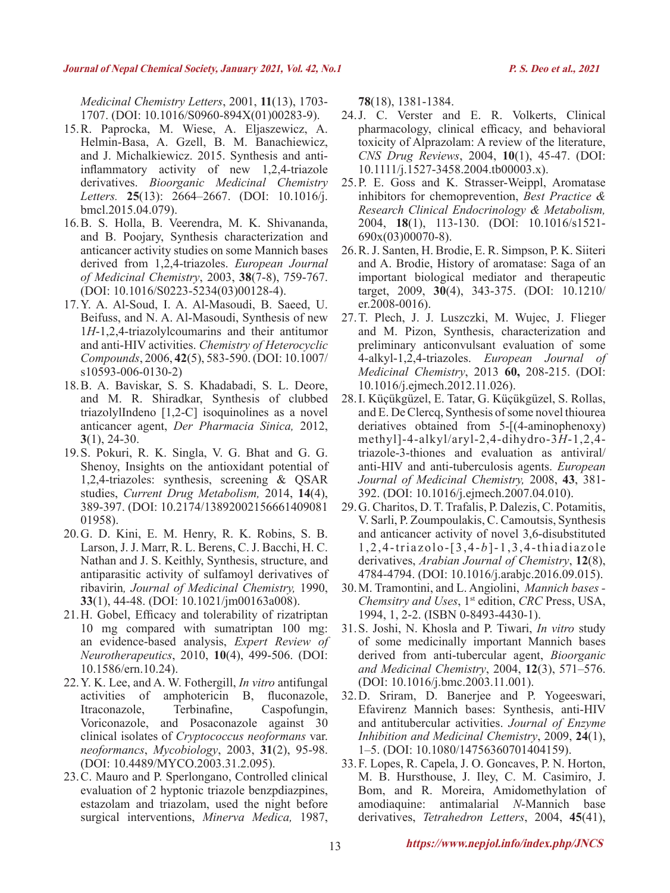*Medicinal Chemistry Letters*, 2001, **11**(13), 1703-1707. (DOI: 10.1016/S0960-894X(01)00283-9).

15. R. Paprocka, M. Wiese, A. Eljaszewicz, A. Helmin-Basa, A. Gzell, B. M. Banachiewicz, and J. Michalkiewicz. 2015. Synthesis and anti-inflammatory activity of new 1,2,4-triazole derivatives. *Bioorganic Medicinal Chemistry Letters.* **25**(13): 2664–2667. (DOI: 10.1016/j.bmcl.2015.04.079).
16. B. S. Holla, B. Veerendra, M. K. Shivananda, and B. Poojary, Synthesis characterization and anticancer activity studies on some Mannich bases derived from 1,2,4-triazoles. *European Journal of Medicinal Chemistry*, 2003, **38**(7-8), 759-767. (DOI: 10.1016/S0223-5234(03)00128-4).
17. Y. A. Al-Soud, I. A. Al-Masoudi, B. Saeed, U. Beifuss, and N. A. Al-Masoudi, Synthesis of new 1*H*-1,2,4-triazolylcoumarins and their antitumor and anti-HIV activities. *Chemistry of Heterocyclic Compounds*, 2006, **42**(5), 583-590. (DOI: 10.1007/s10593-006-0130-2)
18. B. A. Baviskar, S. S. Khadabadi, S. L. Deore, and M. R. Shiradkar, Synthesis of clubbed triazolylIndeno [1,2-C] isoquinolines as a novel anticancer agent, *Der Pharmacia Sinica,* 2012, **3**(1), 24-30.
19. S. Pokuri, R. K. Singla, V. G. Bhat and G. G. Shenoy, Insights on the antioxidant potential of 1,2,4-triazoles: synthesis, screening & QSAR studies, *Current Drug Metabolism,* 2014, **14**(4), 389-397. (DOI: 10.2174/1389200215666140908101958).
20. G. D. Kini, E. M. Henry, R. K. Robins, S. B. Larson, J. J. Marr, R. L. Berens, C. J. Bacchi, H. C. Nathan and J. S. Keithly, Synthesis, structure, and antiparasitic activity of sulfamoyl derivatives of ribavirin*, Journal of Medicinal Chemistry,* 1990, **33**(1), 44-48. (DOI: 10.1021/jm00163a008).
21. H. Gobel, Efficacy and tolerability of rizatriptan 10 mg compared with sumatriptan 100 mg: an evidence-based analysis, *Expert Review of Neurotherapeutics*, 2010, **10**(4), 499-506. (DOI: 10.1586/ern.10.24).
22. Y. K. Lee, and A. W. Fothergill, *In vitro* antifungal activities of amphotericin B, fluconazole, Itraconazole, Terbinafine, Caspofungin, Voriconazole, and Posaconazole against 30 clinical isolates of *Cryptococcus neoformans* var. *neoformancs*, *Mycobiology*, 2003, **31**(2), 95-98. (DOI: 10.4489/MYCO.2003.31.2.095).
23. C. Mauro and P. Sperlongano, Controlled clinical evaluation of 2 hyptonic triazole benzpdiazpines, estazolam and triazolam, used the night before surgical interventions, *Minerva Medica,* 1987, **78**(18), 1381-1384.
24. J. C. Verster and E. R. Volkerts, Clinical pharmacology, clinical efficacy, and behavioral toxicity of Alprazolam: A review of the literature, *CNS Drug Reviews*, 2004, **10**(1), 45-47. (DOI: 10.1111/j.1527-3458.2004.tb00003.x).
25. P. E. Goss and K. Strasser-Weippl, Aromatase inhibitors for chemoprevention, *Best Practice & Research Clinical Endocrinology & Metabolism,* 2004, **18**(1), 113-130. (DOI: 10.1016/s1521-690x(03)00070-8).
26. R. J. Santen, H. Brodie, E. R. Simpson, P. K. Siiteri and A. Brodie, History of aromatase: Saga of an important biological mediator and therapeutic target, 2009, **30**(4), 343-375. (DOI: 10.1210/er.2008-0016).
27. T. Plech, J. J. Luszczki, M. Wujec, J. Flieger and M. Pizon, Synthesis, characterization and preliminary anticonvulsant evaluation of some 4-alkyl-1,2,4-triazoles. *European Journal of Medicinal Chemistry*, 2013 **60,** 208-215. (DOI: 10.1016/j.ejmech.2012.11.026).
28. I. Küçükgüzel, E. Tatar, G. Küçükgüzel, S. Rollas, and E. De Clercq, Synthesis of some novel thiourea deriatives obtained from 5-[(4-aminophenoxy) methyl]-4-alkyl/aryl-2,4-dihydro-3*H*-1,2,4-triazole-3-thiones and evaluation as antiviral/anti-HIV and anti-tuberculosis agents. *European Journal of Medicinal Chemistry,* 2008, **43**, 381-392. (DOI: 10.1016/j.ejmech.2007.04.010).
29. G. Charitos, D. T. Trafalis, P. Dalezis, C. Potamitis, V. Sarli, P. Zoumpoulakis, C. Camoutsis, Synthesis and anticancer activity of novel 3,6-disubstituted 1,2,4-triazolo-[3,4-*b*]-1,3,4-thiadiazole derivatives, *Arabian Journal of Chemistry*, **12**(8), 4784-4794. (DOI: 10.1016/j.arabjc.2016.09.015).
30. M. Tramontini, and L. Angiolini, *Mannich bases - Chemsitry and Uses*, 1st edition, *CRC* Press, USA, 1994, 1, 2-2. (ISBN 0-8493-4430-1).
31. S. Joshi, N. Khosla and P. Tiwari, *In vitro* study of some medicinally important Mannich bases derived from anti-tubercular agent, *Bioorganic and Medicinal Chemistry*, 2004, **12**(3), 571–576. (DOI: 10.1016/j.bmc.2003.11.001).
32. D. Sriram, D. Banerjee and P. Yogeeswari, Efavirenz Mannich bases: Synthesis, anti-HIV and antitubercular activities. *Journal of Enzyme Inhibition and Medicinal Chemistry*, 2009, **24**(1), 1–5. (DOI: 10.1080/14756360701404159).
33. F. Lopes, R. Capela, J. O. Goncaves, P. N. Horton, M. B. Hursthouse, J. Iley, C. M. Casimiro, J. Bom, and R. Moreira, Amidomethylation of amodiaquine: antimalarial *N*-Mannich base derivatives, *Tetrahedron Letters*, 2004, **45**(41),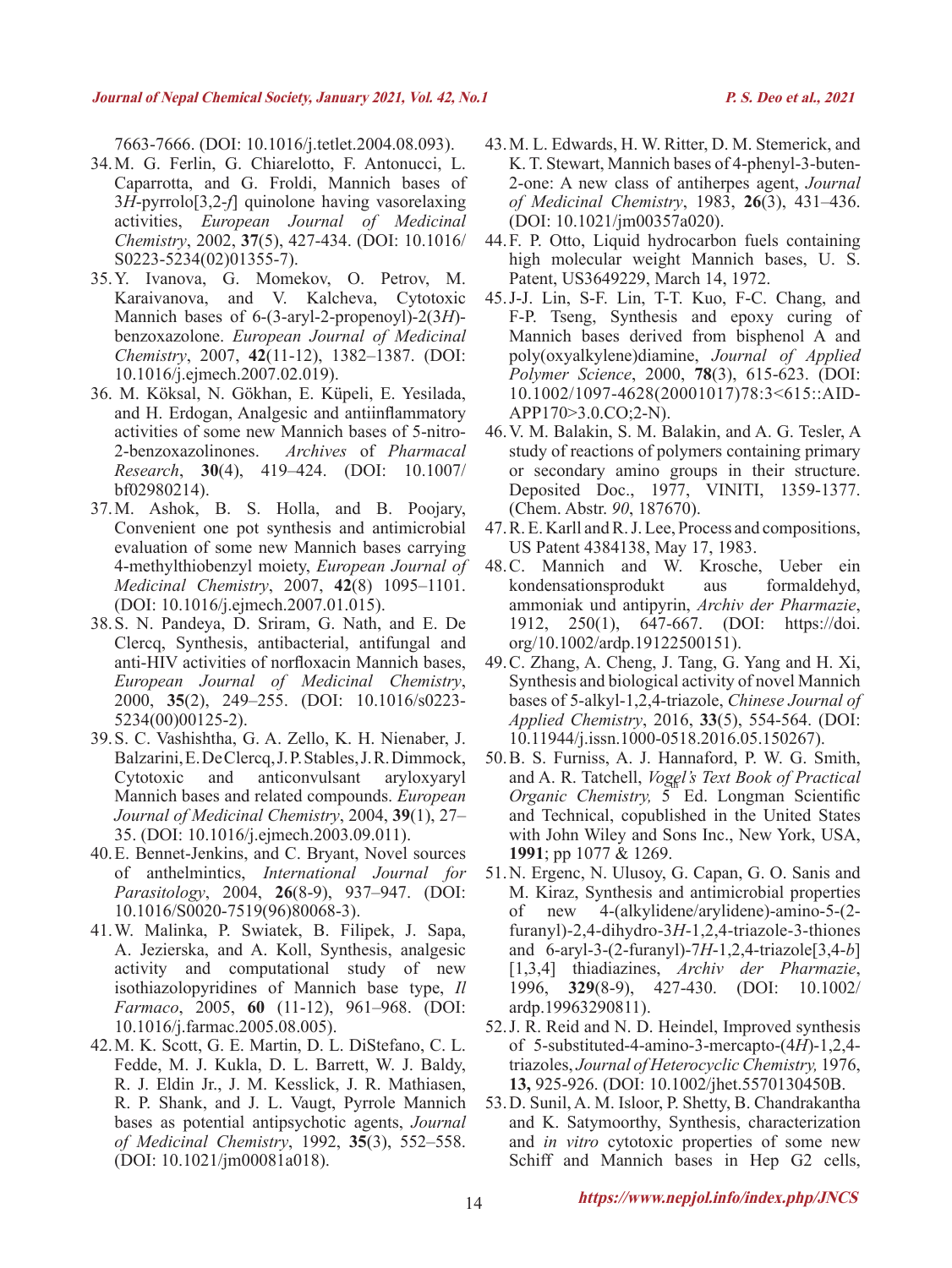7663-7666. (DOI: 10.1016/j.tetlet.2004.08.093).

34. M. G. Ferlin, G. Chiarelotto, F. Antonucci, L. Caparrotta, and G. Froldi, Mannich bases of 3*H*-pyrrolo[3,2-*f*] quinolone having vasorelaxing activities, *European Journal of Medicinal Chemistry*, 2002, **37**(5), 427-434. (DOI: 10.1016/S0223-5234(02)01355-7).

35. Y. Ivanova, G. Momekov, O. Petrov, M. Karaivanova, and V. Kalcheva, Cytotoxic Mannich bases of 6-(3-aryl-2-propenoyl)-2(3*H*)-benzoxazolone. *European Journal of Medicinal Chemistry*, 2007, **42**(11-12), 1382–1387. (DOI: 10.1016/j.ejmech.2007.02.019).

36. M. Köksal, N. Gökhan, E. Küpeli, E. Yesilada, and H. Erdogan, Analgesic and antiinflammatory activities of some new Mannich bases of 5-nitro-2-benzoxazolinones. *Archives* of *Pharmacal Research*, **30**(4), 419–424. (DOI: 10.1007/bf02980214).

37. M. Ashok, B. S. Holla, and B. Poojary, Convenient one pot synthesis and antimicrobial evaluation of some new Mannich bases carrying 4-methylthiobenzyl moiety, *European Journal of Medicinal Chemistry*, 2007, **42**(8) 1095–1101. (DOI: 10.1016/j.ejmech.2007.01.015).

38. S. N. Pandeya, D. Sriram, G. Nath, and E. De Clercq, Synthesis, antibacterial, antifungal and anti-HIV activities of norfloxacin Mannich bases, *European Journal of Medicinal Chemistry*, 2000, **35**(2), 249–255. (DOI: 10.1016/s0223-5234(00)00125-2).

39. S. C. Vashishtha, G. A. Zello, K. H. Nienaber, J. Balzarini, E. De Clercq, J. P. Stables, J. R. Dimmock, Cytotoxic and anticonvulsant aryloxyaryl Mannich bases and related compounds. *European Journal of Medicinal Chemistry*, 2004, **39**(1), 27–35. (DOI: 10.1016/j.ejmech.2003.09.011).

40. E. Bennet-Jenkins, and C. Bryant, Novel sources of anthelmintics, *International Journal for Parasitology*, 2004, **26**(8-9), 937–947. (DOI: 10.1016/S0020-7519(96)80068-3).

41. W. Malinka, P. Swiatek, B. Filipek, J. Sapa, A. Jezierska, and A. Koll, Synthesis, analgesic activity and computational study of new isothiazolopyridines of Mannich base type, *Il Farmaco*, 2005, **60** (11-12), 961–968. (DOI: 10.1016/j.farmac.2005.08.005).

42. M. K. Scott, G. E. Martin, D. L. DiStefano, C. L. Fedde, M. J. Kukla, D. L. Barrett, W. J. Baldy, R. J. Eldin Jr., J. M. Kesslick, J. R. Mathiasen, R. P. Shank, and J. L. Vaugt, Pyrrole Mannich bases as potential antipsychotic agents, *Journal of Medicinal Chemistry*, 1992, **35**(3), 552–558. (DOI: 10.1021/jm00081a018).

43. M. L. Edwards, H. W. Ritter, D. M. Stemerick, and K. T. Stewart, Mannich bases of 4-phenyl-3-buten-2-one: A new class of antiherpes agent, *Journal of Medicinal Chemistry*, 1983, **26**(3), 431–436. (DOI: 10.1021/jm00357a020).

44. F. P. Otto, Liquid hydrocarbon fuels containing high molecular weight Mannich bases, U. S. Patent, US3649229, March 14, 1972.

45. J-J. Lin, S-F. Lin, T-T. Kuo, F-C. Chang, and F-P. Tseng, Synthesis and epoxy curing of Mannich bases derived from bisphenol A and poly(oxyalkylene)diamine, *Journal of Applied Polymer Science*, 2000, **78**(3), 615-623. (DOI: 10.1002/1097-4628(20001017)78:3<615::AID-APP170>3.0.CO;2-N).

46. V. M. Balakin, S. M. Balakin, and A. G. Tesler, A study of reactions of polymers containing primary or secondary amino groups in their structure. Deposited Doc., 1977, VINITI, 1359-1377. (Chem. Abstr. *90*, 187670).

47. R. E. Karll and R. J. Lee, Process and compositions, US Patent 4384138, May 17, 1983.

48. C. Mannich and W. Krosche, Ueber ein kondensationsprodukt aus formaldehyd, ammoniak und antipyrin, *Archiv der Pharmazie*, 1912, 250(1), 647-667. (DOI: https://doi.org/10.1002/ardp.19122500151).

49. C. Zhang, A. Cheng, J. Tang, G. Yang and H. Xi, Synthesis and biological activity of novel Mannich bases of 5-alkyl-1,2,4-triazole, *Chinese Journal of Applied Chemistry*, 2016, **33**(5), 554-564. (DOI: 10.11944/j.issn.1000-0518.2016.05.150267).

50. B. S. Furniss, A. J. Hannaford, P. W. G. Smith, and A. R. Tatchell, *Vogel's Text Book of Practical Organic Chemistry,* 5th Ed. Longman Scientific and Technical, copublished in the United States with John Wiley and Sons Inc., New York, USA, **1991**; pp 1077 & 1269.

51. N. Ergenc, N. Ulusoy, G. Capan, G. O. Sanis and M. Kiraz, Synthesis and antimicrobial properties of new 4-(alkylidene/arylidene)-amino-5-(2-furanyl)-2,4-dihydro-3*H*-1,2,4-triazole-3-thiones and 6-aryl-3-(2-furanyl)-7*H*-1,2,4-triazole[3,4-*b*][1,3,4] thiadiazines, *Archiv der Pharmazie*, 1996, **329**(8-9), 427-430. (DOI: 10.1002/ardp.19963290811).

52. J. R. Reid and N. D. Heindel, Improved synthesis of 5-substituted-4-amino-3-mercapto-(4*H*)-1,2,4-triazoles, *Journal of Heterocyclic Chemistry,* 1976, **13,** 925-926. (DOI: 10.1002/jhet.5570130450B.

53. D. Sunil, A. M. Isloor, P. Shetty, B. Chandrakantha and K. Satymoorthy, Synthesis, characterization and *in vitro* cytotoxic properties of some new Schiff and Mannich bases in Hep G2 cells,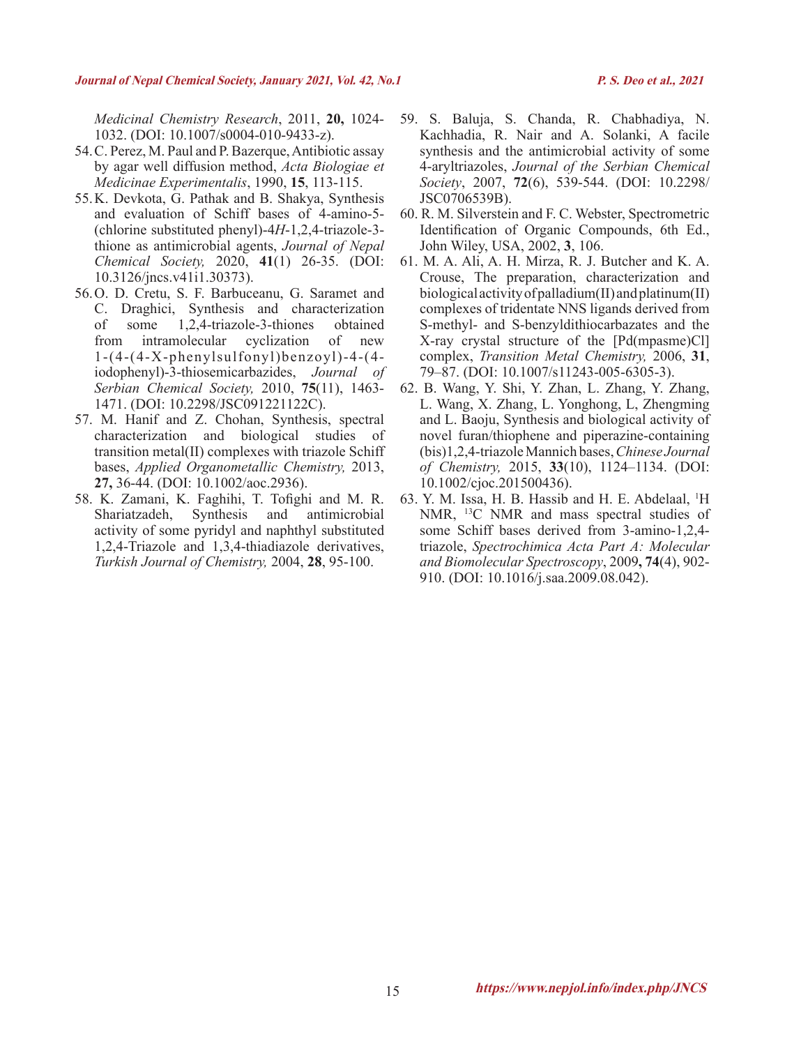*Medicinal Chemistry Research*, 2011, **20,** 1024-1032. (DOI: 10.1007/s0004-010-9433-z).

54. C. Perez, M. Paul and P. Bazerque, Antibiotic assay by agar well diffusion method, *Acta Biologiae et Medicinae Experimentalis*, 1990, **15**, 113-115.
55. K. Devkota, G. Pathak and B. Shakya, Synthesis and evaluation of Schiff bases of 4-amino-5-(chlorine substituted phenyl)-4*H*-1,2,4-triazole-3-thione as antimicrobial agents, *Journal of Nepal Chemical Society,* 2020, **41**(1) 26-35. (DOI: 10.3126/jncs.v41i1.30373).
56. O. D. Cretu, S. F. Barbuceanu, G. Saramet and C. Draghici, Synthesis and characterization of some 1,2,4-triazole-3-thiones obtained from intramolecular cyclization of new 1-(4-(4-X-phenylsulfonyl)benzoyl)-4-(4-iodophenyl)-3-thiosemicarbazides, *Journal of Serbian Chemical Society,* 2010, **75**(11), 1463-1471. (DOI: 10.2298/JSC091221122C).
57. M. Hanif and Z. Chohan, Synthesis, spectral characterization and biological studies of transition metal(II) complexes with triazole Schiff bases, *Applied Organometallic Chemistry,* 2013, **27,** 36-44. (DOI: 10.1002/aoc.2936).
58. K. Zamani, K. Faghihi, T. Tofighi and M. R. Shariatzadeh, Synthesis and antimicrobial activity of some pyridyl and naphthyl substituted 1,2,4-Triazole and 1,3,4-thiadiazole derivatives, *Turkish Journal of Chemistry,* 2004, **28**, 95-100.
59. S. Baluja, S. Chanda, R. Chabhadiya, N. Kachhadia, R. Nair and A. Solanki, A facile synthesis and the antimicrobial activity of some 4-aryltriazoles, *Journal of the Serbian Chemical Society*, 2007, **72**(6), 539-544. (DOI: 10.2298/JSC0706539B).
60. R. M. Silverstein and F. C. Webster, Spectrometric Identification of Organic Compounds, 6th Ed., John Wiley, USA, 2002, **3**, 106.
61. M. A. Ali, A. H. Mirza, R. J. Butcher and K. A. Crouse, The preparation, characterization and biological activity of palladium(II) and platinum(II) complexes of tridentate NNS ligands derived from S-methyl- and S-benzyldithiocarbazates and the X-ray crystal structure of the [Pd(mpasme)Cl] complex, *Transition Metal Chemistry,* 2006, **31**, 79–87. (DOI: 10.1007/s11243-005-6305-3).
62. B. Wang, Y. Shi, Y. Zhan, L. Zhang, Y. Zhang, L. Wang, X. Zhang, L. Yonghong, L, Zhengming and L. Baoju, Synthesis and biological activity of novel furan/thiophene and piperazine-containing (bis)1,2,4-triazole Mannich bases, *Chinese Journal of Chemistry,* 2015, **33**(10), 1124–1134. (DOI: 10.1002/cjoc.201500436).
63. Y. M. Issa, H. B. Hassib and H. E. Abdelaal, $^{1}H$ NMR, $^{13}C$ NMR and mass spectral studies of some Schiff bases derived from 3-amino-1,2,4-triazole, *Spectrochimica Acta Part A: Molecular and Biomolecular Spectroscopy*, 2009**, 74**(4), 902-910. (DOI: 10.1016/j.saa.2009.08.042).